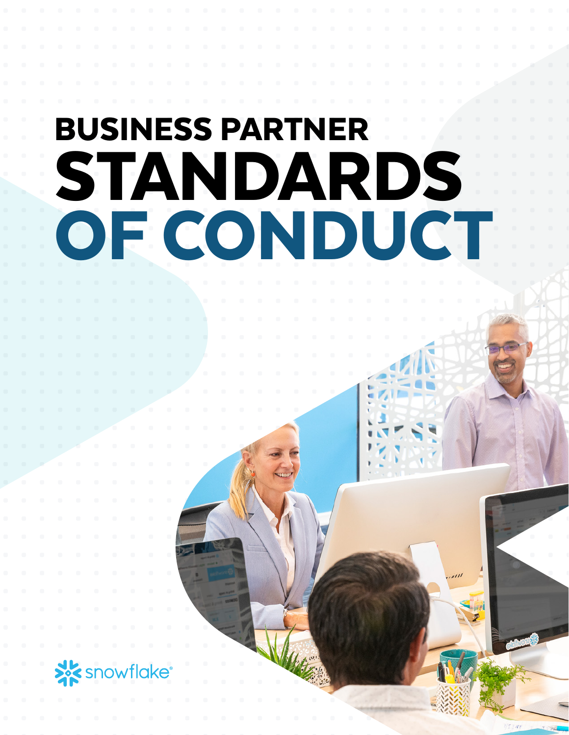# BUSINESS PARTNER STANDARDS OF CONDUCT

snowflake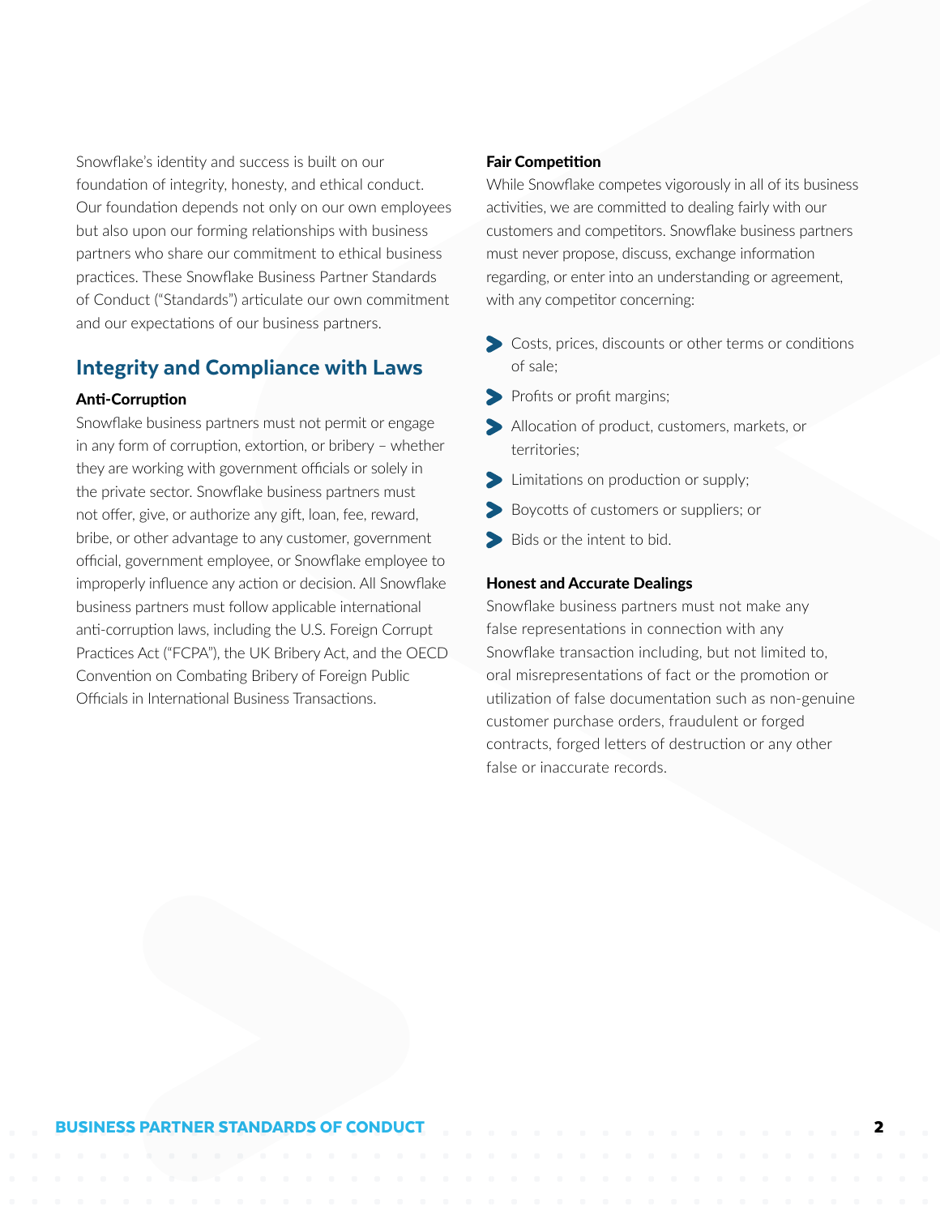Snowflake's identity and success is built on our foundation of integrity, honesty, and ethical conduct. Our foundation depends not only on our own employees but also upon our forming relationships with business partners who share our commitment to ethical business practices. These Snowflake Business Partner Standards of Conduct ("Standards") articulate our own commitment and our expectations of our business partners.

## Integrity and Compliance with Laws

### Anti-Corruption

Snowflake business partners must not permit or engage in any form of corruption, extortion, or bribery – whether they are working with government officials or solely in the private sector. Snowflake business partners must not offer, give, or authorize any gift, loan, fee, reward, bribe, or other advantage to any customer, government official, government employee, or Snowflake employee to improperly influence any action or decision. All Snowflake business partners must follow applicable international anti-corruption laws, including the U.S. Foreign Corrupt Practices Act ("FCPA"), the UK Bribery Act, and the OECD Convention on Combating Bribery of Foreign Public Officials in International Business Transactions.

### Fair Competition

While Snowflake competes vigorously in all of its business activities, we are committed to dealing fairly with our customers and competitors. Snowflake business partners must never propose, discuss, exchange information regarding, or enter into an understanding or agreement, with any competitor concerning:

- Costs, prices, discounts or other terms or conditions of sale;
- Profits or profit margins;
- Allocation of product, customers, markets, or territories;
- Limitations on production or supply;
- Boycotts of customers or suppliers; or
- Bids or the intent to bid.

### Honest and Accurate Dealings

Snowflake business partners must not make any false representations in connection with any Snowflake transaction including, but not limited to, oral misrepresentations of fact or the promotion or utilization of false documentation such as non-genuine customer purchase orders, fraudulent or forged contracts, forged letters of destruction or any other false or inaccurate records.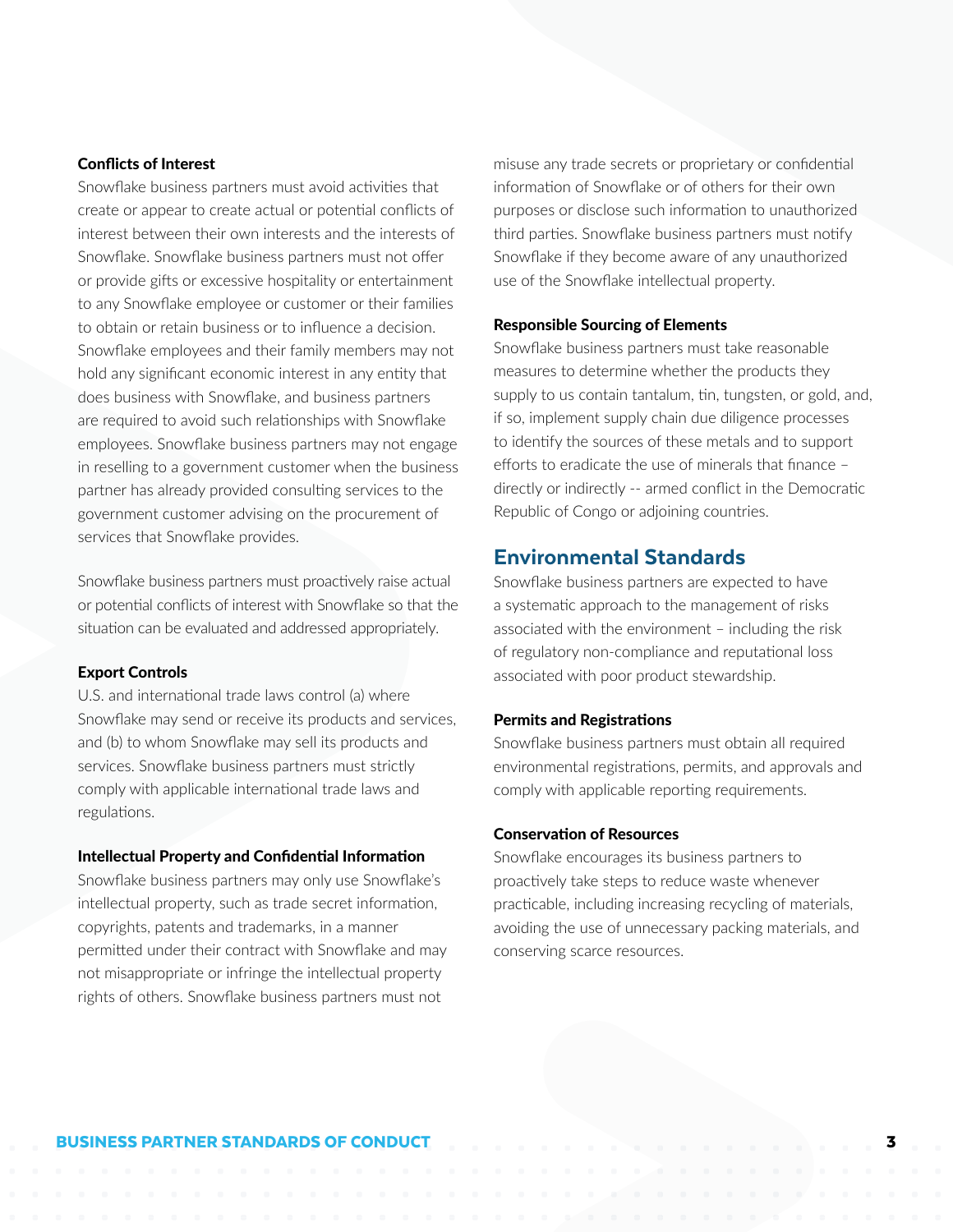### Conflicts of Interest

Snowflake business partners must avoid activities that create or appear to create actual or potential conflicts of interest between their own interests and the interests of Snowflake. Snowflake business partners must not offer or provide gifts or excessive hospitality or entertainment to any Snowflake employee or customer or their families to obtain or retain business or to influence a decision. Snowflake employees and their family members may not hold any significant economic interest in any entity that does business with Snowflake, and business partners are required to avoid such relationships with Snowflake employees. Snowflake business partners may not engage in reselling to a government customer when the business partner has already provided consulting services to the government customer advising on the procurement of services that Snowflake provides.

Snowflake business partners must proactively raise actual or potential conflicts of interest with Snowflake so that the situation can be evaluated and addressed appropriately.

### Export Controls

U.S. and international trade laws control (a) where Snowflake may send or receive its products and services, and (b) to whom Snowflake may sell its products and services. Snowflake business partners must strictly comply with applicable international trade laws and regulations.

### Intellectual Property and Confidential Information

Snowflake business partners may only use Snowflake's intellectual property, such as trade secret information, copyrights, patents and trademarks, in a manner permitted under their contract with Snowflake and may not misappropriate or infringe the intellectual property rights of others. Snowflake business partners must not misuse any trade secrets or proprietary or confidential information of Snowflake or of others for their own purposes or disclose such information to unauthorized third parties. Snowflake business partners must notify Snowflake if they become aware of any unauthorized use of the Snowflake intellectual property.

### Responsible Sourcing of Elements

Snowflake business partners must take reasonable measures to determine whether the products they supply to us contain tantalum, tin, tungsten, or gold, and, if so, implement supply chain due diligence processes to identify the sources of these metals and to support efforts to eradicate the use of minerals that finance – directly or indirectly -- armed conflict in the Democratic Republic of Congo or adjoining countries.

## Environmental Standards

Snowflake business partners are expected to have a systematic approach to the management of risks associated with the environment – including the risk of regulatory non-compliance and reputational loss associated with poor product stewardship.

### Permits and Registrations

Snowflake business partners must obtain all required environmental registrations, permits, and approvals and comply with applicable reporting requirements.

### Conservation of Resources

Snowflake encourages its business partners to proactively take steps to reduce waste whenever practicable, including increasing recycling of materials, avoiding the use of unnecessary packing materials, and conserving scarce resources.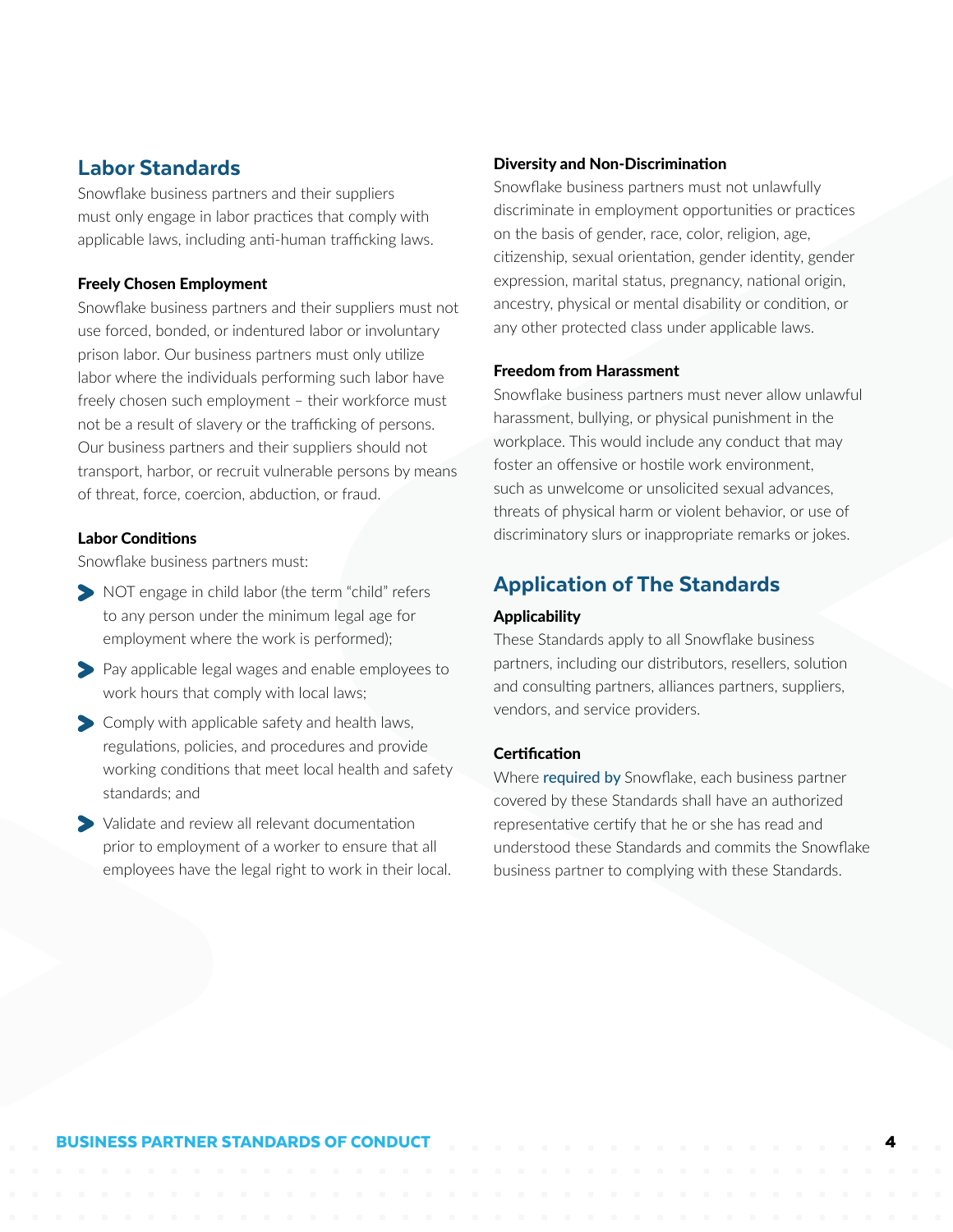## Labor Standards

Snowflake business partners and their suppliers must only engage in labor practices that comply with applicable laws, including anti-human trafficking laws.

### Freely Chosen Employment

Snowflake business partners and their suppliers must not use forced, bonded, or indentured labor or involuntary prison labor. Our business partners must only utilize labor where the individuals performing such labor have freely chosen such employment – their workforce must not be a result of slavery or the trafficking of persons. Our business partners and their suppliers should not transport, harbor, or recruit vulnerable persons by means of threat, force, coercion, abduction, or fraud.

### Labor Conditions

Snowflake business partners must:

- NOT engage in child labor (the term "child" refers to any person under the minimum legal age for employment where the work is performed);
- Pay applicable legal wages and enable employees to work hours that comply with local laws;
- Comply with applicable safety and health laws, regulations, policies, and procedures and provide working conditions that meet local health and safety standards; and
- Validate and review all relevant documentation prior to employment of a worker to ensure that all employees have the legal right to work in their local.

### Diversity and Non-Discrimination

Snowflake business partners must not unlawfully discriminate in employment opportunities or practices on the basis of gender, race, color, religion, age, citizenship, sexual orientation, gender identity, gender expression, marital status, pregnancy, national origin, ancestry, physical or mental disability or condition, or any other protected class under applicable laws.

### Freedom from Harassment

Snowflake business partners must never allow unlawful harassment, bullying, or physical punishment in the workplace. This would include any conduct that may foster an offensive or hostile work environment, such as unwelcome or unsolicited sexual advances, threats of physical harm or violent behavior, or use of discriminatory slurs or inappropriate remarks or jokes.

## Application of The Standards

### Applicability

These Standards apply to all Snowflake business partners, including our distributors, resellers, solution and consulting partners, alliances partners, suppliers, vendors, and service providers.

### Certification

Where required by Snowflake, each business partner covered by these Standards shall have an authorized representative certify that he or she has read and understood these Standards and commits the Snowflake business partner to complying with these Standards.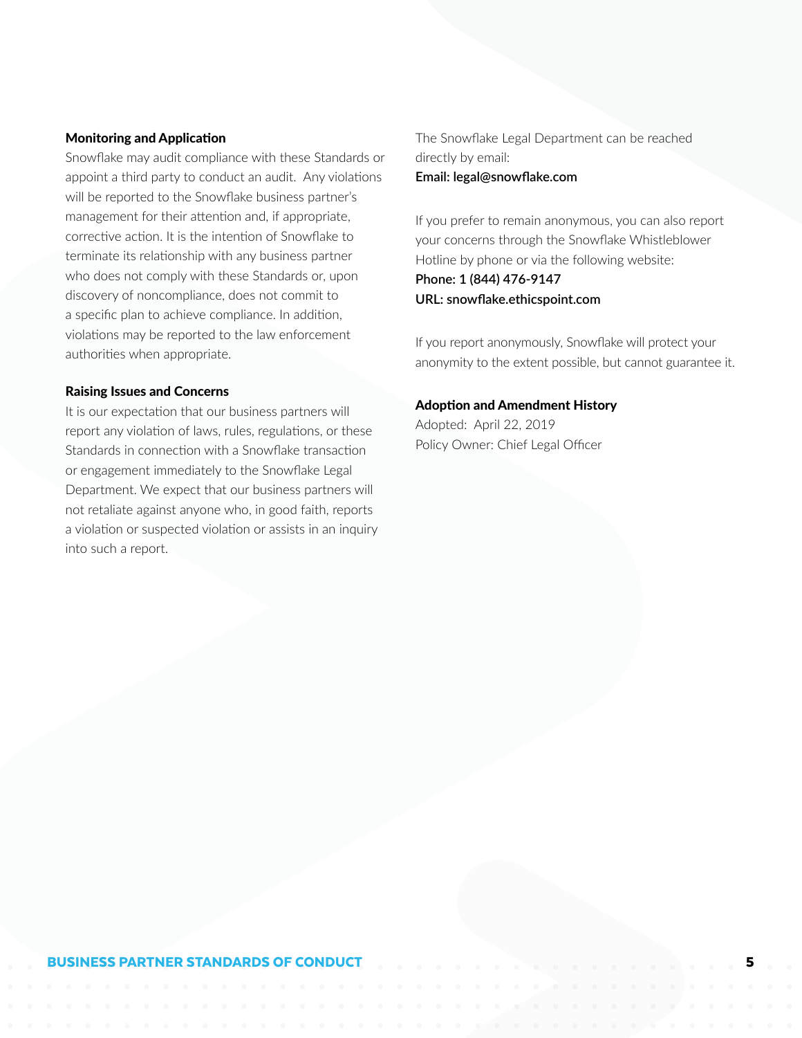### Monitoring and Application

Snowflake may audit compliance with these Standards or appoint a third party to conduct an audit. Any violations will be reported to the Snowflake business partner's management for their attention and, if appropriate, corrective action. It is the intention of Snowflake to terminate its relationship with any business partner who does not comply with these Standards or, upon discovery of noncompliance, does not commit to a specific plan to achieve compliance. In addition, violations may be reported to the law enforcement authorities when appropriate.

### Raising Issues and Concerns

It is our expectation that our business partners will report any violation of laws, rules, regulations, or these Standards in connection with a Snowflake transaction or engagement immediately to the Snowflake Legal Department. We expect that our business partners will not retaliate against anyone who, in good faith, reports a violation or suspected violation or assists in an inquiry into such a report.

The Snowflake Legal Department can be reached directly by email:
**Email: legal@snowflake.com**

If you prefer to remain anonymous, you can also report your concerns through the Snowflake Whistleblower Hotline by phone or via the following website:
**Phone: 1 (844) 476-9147**
**URL: snowflake.ethicspoint.com**

If you report anonymously, Snowflake will protect your anonymity to the extent possible, but cannot guarantee it.

### Adoption and Amendment History

Adopted: April 22, 2019
Policy Owner: Chief Legal Officer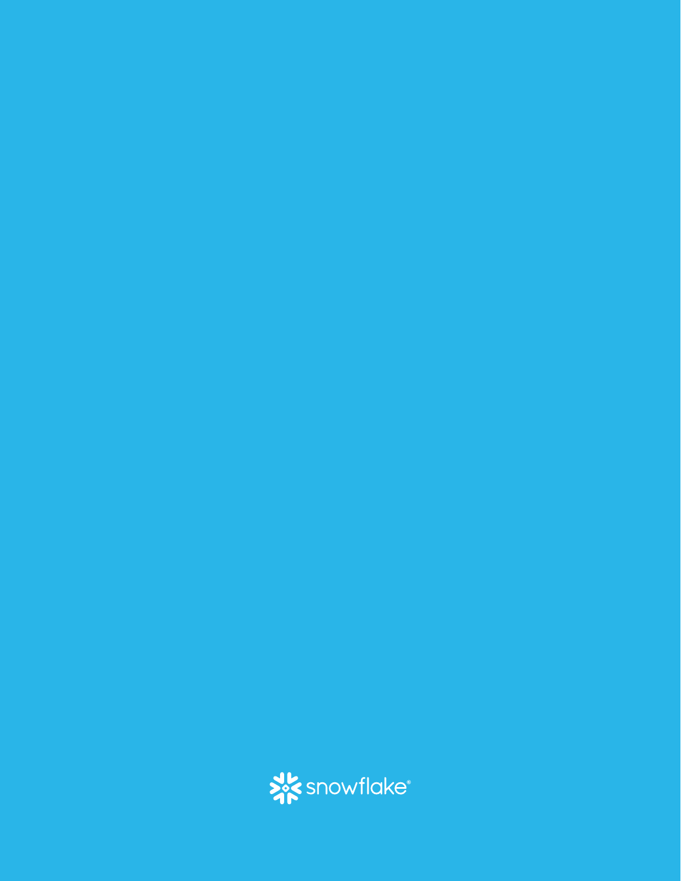snowflake®